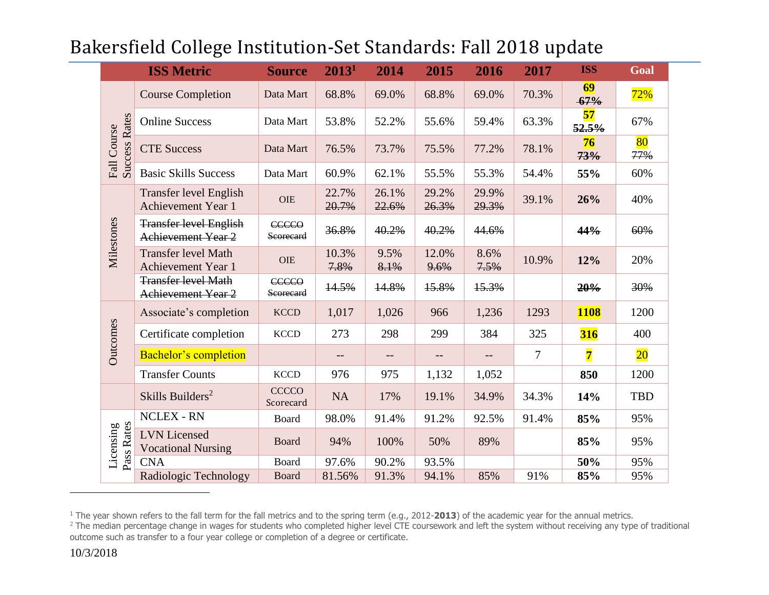# Bakersfield College Institution-Set Standards: Fall 2018 update

| | ISS Metric | Source | 2013[1] | 2014 | 2015 | 2016 | 2017 | ISS | Goal |
|---|---|---|---|---|---|---|---|---|---|
| Fall Course Success Rates | Course Completion | Data Mart | 68.8% | 69.0% | 68.8% | 69.0% | 70.3% | **69** ~~67%~~ | 72% |
| | Online Success | Data Mart | 53.8% | 52.2% | 55.6% | 59.4% | 63.3% | **57** ~~52.5%~~ | 67% |
| | CTE Success | Data Mart | 76.5% | 73.7% | 75.5% | 77.2% | 78.1% | **76** ~~73%~~ | 80 ~~77%~~ |
| | Basic Skills Success | Data Mart | 60.9% | 62.1% | 55.5% | 55.3% | 54.4% | **55%** | 60% |
| Milestones | Transfer level English Achievement Year 1 | OIE | 22.7% ~~20.7%~~ | 26.1% ~~22.6%~~ | 29.2% ~~26.3%~~ | 29.9% ~~29.3%~~ | 39.1% | **26%** | 40% |
| | ~~Transfer level English Achievement Year 2~~ | ~~CCCCO Scorecard~~ | ~~36.8%~~ | ~~40.2%~~ | ~~40.2%~~ | ~~44.6%~~ | | ~~**44%**~~ | ~~60%~~ |
| | Transfer level Math Achievement Year 1 | OIE | 10.3% ~~7.8%~~ | 9.5% ~~8.1%~~ | 12.0% ~~9.6%~~ | 8.6% ~~7.5%~~ | 10.9% | **12%** | 20% |
| | ~~Transfer level Math Achievement Year 2~~ | ~~CCCCO Scorecard~~ | ~~14.5%~~ | ~~14.8%~~ | ~~15.8%~~ | ~~15.3%~~ | | ~~**20%**~~ | ~~30%~~ |
| Outcomes | Associate's completion | KCCD | 1,017 | 1,026 | 966 | 1,236 | 1293 | **1108** | 1200 |
| | Certificate completion | KCCD | 273 | 298 | 299 | 384 | 325 | **316** | 400 |
| | Bachelor's completion | | -- | -- | -- | -- | 7 | **7** | 20 |
| | Transfer Counts | KCCD | 976 | 975 | 1,132 | 1,052 | | **850** | 1200 |
| | Skills Builders[2] | CCCCO Scorecard | NA | 17% | 19.1% | 34.9% | 34.3% | **14%** | TBD |
| Licensing Pass Rates | NCLEX - RN | Board | 98.0% | 91.4% | 91.2% | 92.5% | 91.4% | **85%** | 95% |
| | LVN Licensed Vocational Nursing | Board | 94% | 100% | 50% | 89% | | **85%** | 95% |
| | CNA | Board | 97.6% | 90.2% | 93.5% | | | **50%** | 95% |
| | Radiologic Technology | Board | 81.56% | 91.3% | 94.1% | 85% | 91% | **85%** | 95% |

[1] The year shown refers to the fall term for the fall metrics and to the spring term (e.g., 2012-**2013**) of the academic year for the annual metrics.

[2] The median percentage change in wages for students who completed higher level CTE coursework and left the system without receiving any type of traditional outcome such as transfer to a four year college or completion of a degree or certificate.

10/3/2018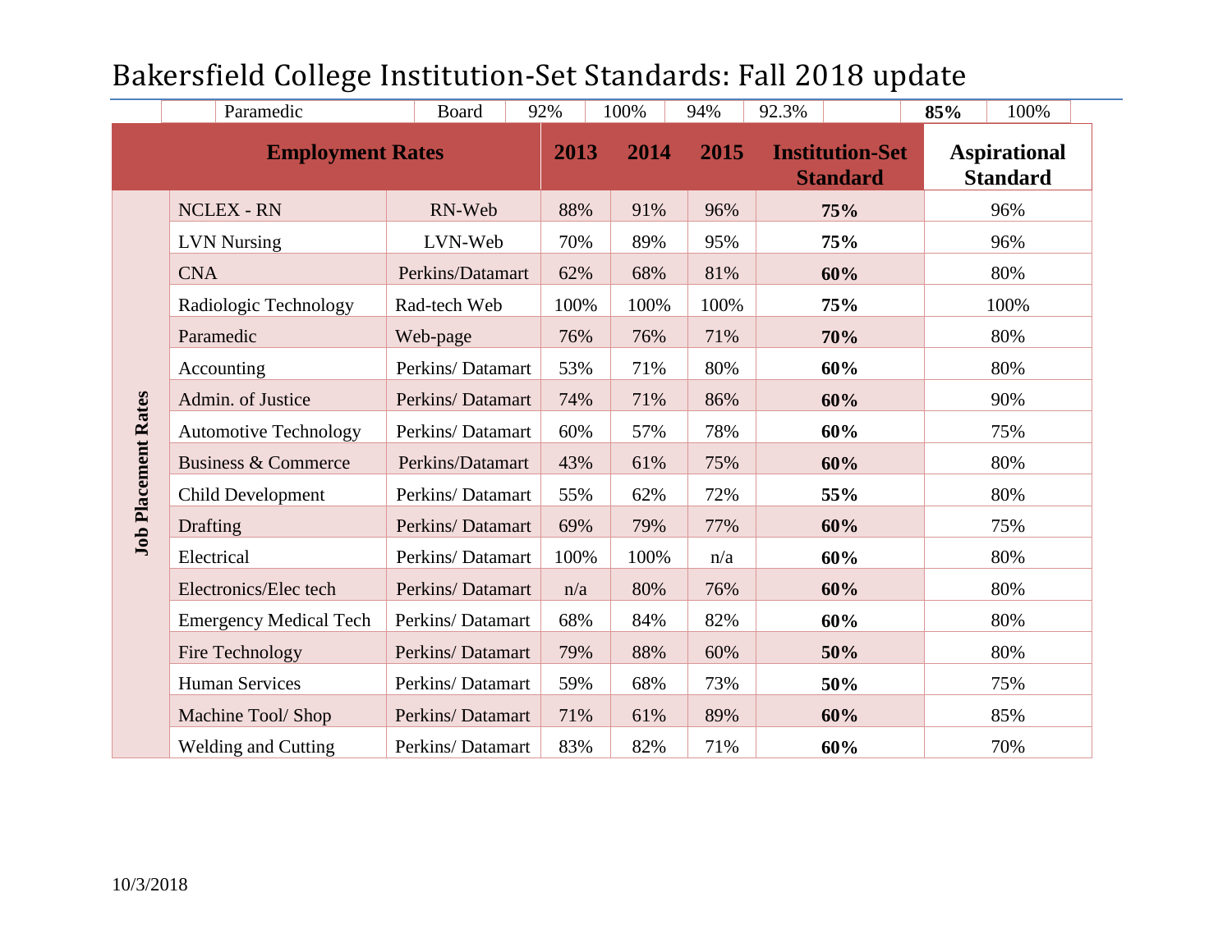# Bakersfield College Institution-Set Standards: Fall 2018 update

| | Paramedic | Board | 92% | 100% | 94% | 92.3% | | 85% | 100% |
|---|---|---|---|---|---|---|---|---|---|

| Employment Rates | | | 2013 | 2014 | 2015 | Institution-Set Standard | Aspirational Standard |
|---|---|---|---|---|---|---|---|
| Job Placement Rates | NCLEX - RN | RN-Web | 88% | 91% | 96% | **75%** | 96% |
| | LVN Nursing | LVN-Web | 70% | 89% | 95% | **75%** | 96% |
| | CNA | Perkins/Datamart | 62% | 68% | 81% | **60%** | 80% |
| | Radiologic Technology | Rad-tech Web | 100% | 100% | 100% | **75%** | 100% |
| | Paramedic | Web-page | 76% | 76% | 71% | **70%** | 80% |
| | Accounting | Perkins/ Datamart | 53% | 71% | 80% | **60%** | 80% |
| | Admin. of Justice | Perkins/ Datamart | 74% | 71% | 86% | **60%** | 90% |
| | Automotive Technology | Perkins/ Datamart | 60% | 57% | 78% | **60%** | 75% |
| | Business & Commerce | Perkins/Datamart | 43% | 61% | 75% | **60%** | 80% |
| | Child Development | Perkins/ Datamart | 55% | 62% | 72% | **55%** | 80% |
| | Drafting | Perkins/ Datamart | 69% | 79% | 77% | **60%** | 75% |
| | Electrical | Perkins/ Datamart | 100% | 100% | n/a | **60%** | 80% |
| | Electronics/Elec tech | Perkins/ Datamart | n/a | 80% | 76% | **60%** | 80% |
| | Emergency Medical Tech | Perkins/ Datamart | 68% | 84% | 82% | **60%** | 80% |
| | Fire Technology | Perkins/ Datamart | 79% | 88% | 60% | **50%** | 80% |
| | Human Services | Perkins/ Datamart | 59% | 68% | 73% | **50%** | 75% |
| | Machine Tool/ Shop | Perkins/ Datamart | 71% | 61% | 89% | **60%** | 85% |
| | Welding and Cutting | Perkins/ Datamart | 83% | 82% | 71% | **60%** | 70% |

10/3/2018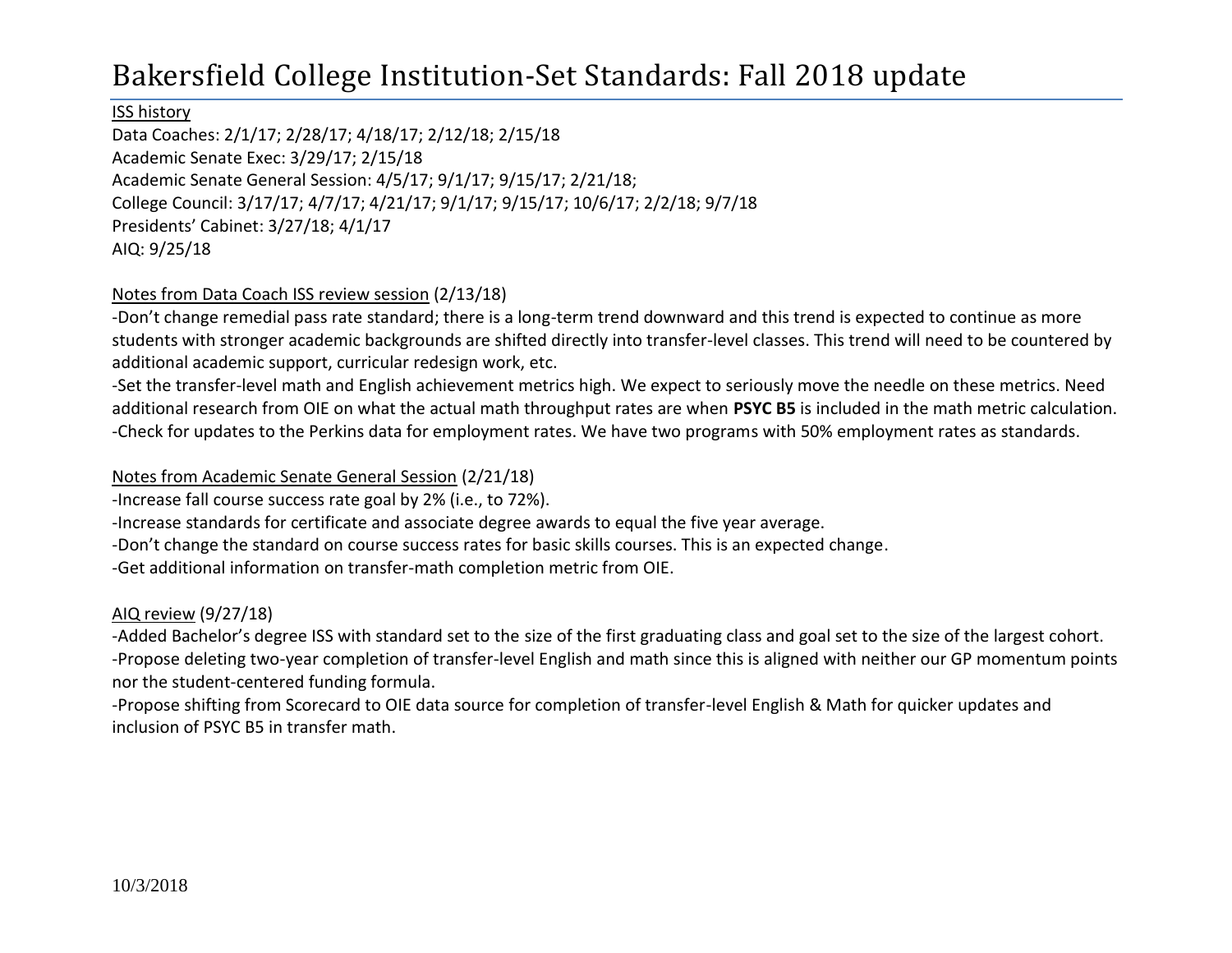# Bakersfield College Institution-Set Standards: Fall 2018 update

ISS history

Data Coaches: 2/1/17; 2/28/17; 4/18/17; 2/12/18; 2/15/18
Academic Senate Exec: 3/29/17; 2/15/18
Academic Senate General Session: 4/5/17; 9/1/17; 9/15/17; 2/21/18;
College Council: 3/17/17; 4/7/17; 4/21/17; 9/1/17; 9/15/17; 10/6/17; 2/2/18; 9/7/18
Presidents' Cabinet: 3/27/18; 4/1/17
AIQ: 9/25/18

Notes from Data Coach ISS review session (2/13/18)

-Don't change remedial pass rate standard; there is a long-term trend downward and this trend is expected to continue as more students with stronger academic backgrounds are shifted directly into transfer-level classes. This trend will need to be countered by additional academic support, curricular redesign work, etc.
-Set the transfer-level math and English achievement metrics high. We expect to seriously move the needle on these metrics. Need additional research from OIE on what the actual math throughput rates are when **PSYC B5** is included in the math metric calculation.
-Check for updates to the Perkins data for employment rates. We have two programs with 50% employment rates as standards.

Notes from Academic Senate General Session (2/21/18)

-Increase fall course success rate goal by 2% (i.e., to 72%).
-Increase standards for certificate and associate degree awards to equal the five year average.
-Don't change the standard on course success rates for basic skills courses. This is an expected change.
-Get additional information on transfer-math completion metric from OIE.

AIQ review (9/27/18)

-Added Bachelor's degree ISS with standard set to the size of the first graduating class and goal set to the size of the largest cohort.
-Propose deleting two-year completion of transfer-level English and math since this is aligned with neither our GP momentum points nor the student-centered funding formula.
-Propose shifting from Scorecard to OIE data source for completion of transfer-level English & Math for quicker updates and inclusion of PSYC B5 in transfer math.

10/3/2018